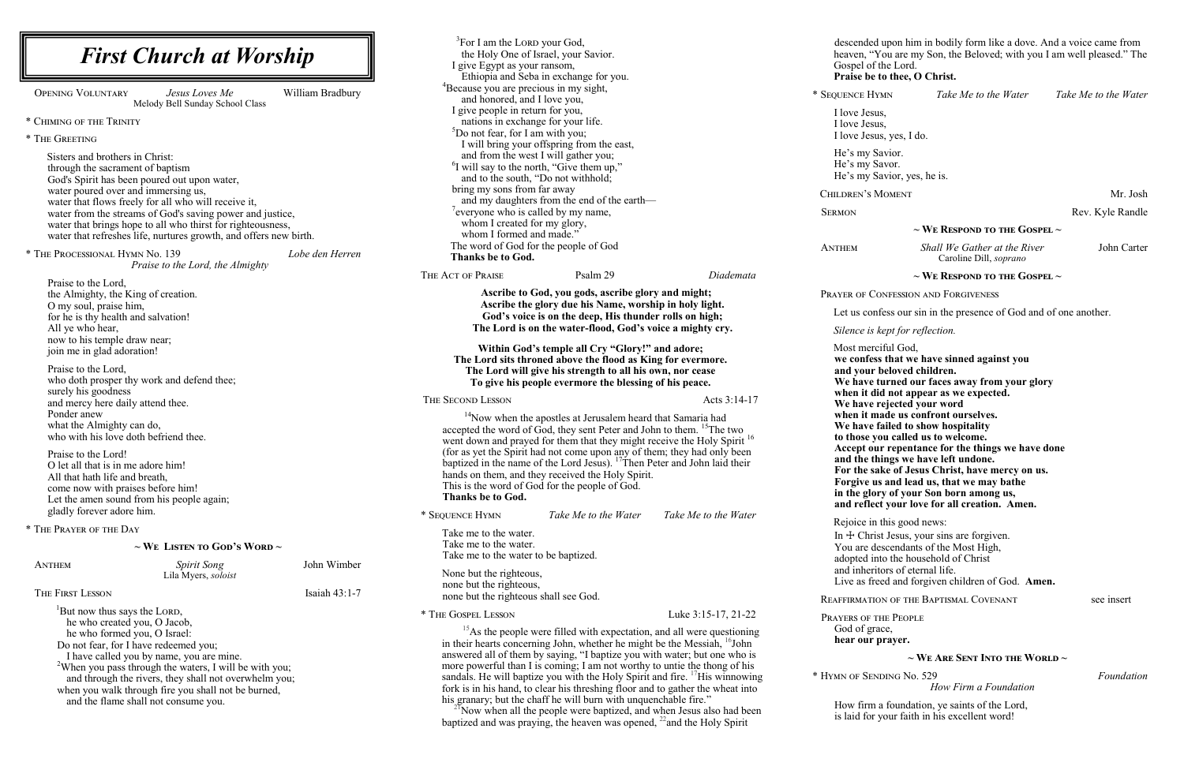# First Church at Worship

Opening Voluntary — *Jesus Loves Me* — William Bradbury
Melody Bell Sunday School Class

\* Chiming of the Trinity

\* The Greeting

Sisters and brothers in Christ:
through the sacrament of baptism
God's Spirit has been poured out upon water,
water poured over and immersing us,
water that flows freely for all who will receive it,
water from the streams of God's saving power and justice,
water that brings hope to all who thirst for righteousness,
water that refreshes life, nurtures growth, and offers new birth.

\* The Processional Hymn No. 139 — *Lobe den Herren*
*Praise to the Lord, the Almighty*

Praise to the Lord,
the Almighty, the King of creation.
O my soul, praise him,
for he is thy health and salvation!
All ye who hear,
now to his temple draw near;
join me in glad adoration!

Praise to the Lord,
who doth prosper thy work and defend thee;
surely his goodness
and mercy here daily attend thee.
Ponder anew
what the Almighty can do,
who with his love doth befriend thee.

Praise to the Lord!
O let all that is in me adore him!
All that hath life and breath,
come now with praises before him!
Let the amen sound from his people again;
gladly forever adore him.

\* The Prayer of the Day

## ~ We Listen to God's Word ~

Anthem — *Spirit Song* — John Wimber
Lila Myers, *soloist*

The First Lesson — Isaiah 43:1-7

[1]But now thus says the Lord,
he who created you, O Jacob,
he who formed you, O Israel:
Do not fear, for I have redeemed you;
I have called you by name, you are mine.
[2]When you pass through the waters, I will be with you;
and through the rivers, they shall not overwhelm you;
when you walk through fire you shall not be burned,
and the flame shall not consume you.
[3]For I am the Lord your God,
the Holy One of Israel, your Savior.
I give Egypt as your ransom,
Ethiopia and Seba in exchange for you.
[4]Because you are precious in my sight,
and honored, and I love you,
I give people in return for you,
nations in exchange for your life.
[5]Do not fear, for I am with you;
I will bring your offspring from the east,
and from the west I will gather you;
[6]I will say to the north, "Give them up,"
and to the south, "Do not withhold;
bring my sons from far away
and my daughters from the end of the earth—
[7]everyone who is called by my name,
whom I created for my glory,
whom I formed and made."
The word of God for the people of God
**Thanks be to God.**

The Act of Praise — Psalm 29 — *Diademata*

**Ascribe to God, you gods, ascribe glory and might;**
**Ascribe the glory due his Name, worship in holy light.**
**God's voice is on the deep, His thunder rolls on high;**
**The Lord is on the water-flood, God's voice a mighty cry.**

**Within God's temple all Cry "Glory!" and adore;**
**The Lord sits throned above the flood as King for evermore.**
**The Lord will give his strength to all his own, nor cease**
**To give his people evermore the blessing of his peace.**

The Second Lesson — Acts 3:14-17

[14]Now when the apostles at Jerusalem heard that Samaria had accepted the word of God, they sent Peter and John to them. [15]The two went down and prayed for them that they might receive the Holy Spirit [16](for as yet the Spirit had not come upon any of them; they had only been baptized in the name of the Lord Jesus). [17]Then Peter and John laid their hands on them, and they received the Holy Spirit.
This is the word of God for the people of God.
**Thanks be to God.**

\* Sequence Hymn — *Take Me to the Water* — *Take Me to the Water*

Take me to the water.
Take me to the water.
Take me to the water to be baptized.

None but the righteous,
none but the righteous,
none but the righteous shall see God.

\* The Gospel Lesson — Luke 3:15-17, 21-22

[15]As the people were filled with expectation, and all were questioning in their hearts concerning John, whether he might be the Messiah, [16]John answered all of them by saying, "I baptize you with water; but one who is more powerful than I is coming; I am not worthy to untie the thong of his sandals. He will baptize you with the Holy Spirit and fire. [17]His winnowing fork is in his hand, to clear his threshing floor and to gather the wheat into his granary; but the chaff he will burn with unquenchable fire."
[21]Now when all the people were baptized, and when Jesus also had been baptized and was praying, the heaven was opened, [22]and the Holy Spirit descended upon him in bodily form like a dove. And a voice came from heaven, "You are my Son, the Beloved; with you I am well pleased." The Gospel of the Lord.
**Praise be to thee, O Christ.**

\* Sequence Hymn — *Take Me to the Water* — *Take Me to the Water*

I love Jesus,
I love Jesus,
I love Jesus, yes, I do.

He's my Savior.
He's my Savor.
He's my Savior, yes, he is.

Children's Moment — Mr. Josh

Sermon — Rev. Kyle Randle

## ~ We Respond to the Gospel ~

Anthem — *Shall We Gather at the River* — John Carter
Caroline Dill, *soprano*

## ~ We Respond to the Gospel ~

Prayer of Confession and Forgiveness

Let us confess our sin in the presence of God and of one another.

*Silence is kept for reflection.*

Most merciful God,
**we confess that we have sinned against you**
**and your beloved children.**
**We have turned our faces away from your glory**
**when it did not appear as we expected.**
**We have rejected your word**
**when it made us confront ourselves.**
**We have failed to show hospitality**
**to those you called us to welcome.**
**Accept our repentance for the things we have done**
**and the things we have left undone.**
**For the sake of Jesus Christ, have mercy on us.**
**Forgive us and lead us, that we may bathe**
**in the glory of your Son born among us,**
**and reflect your love for all creation. Amen.**

Rejoice in this good news:
In ☩ Christ Jesus, your sins are forgiven.
You are descendants of the Most High,
adopted into the household of Christ
and inheritors of eternal life.
Live as freed and forgiven children of God. **Amen.**

Reaffirmation of the Baptismal Covenant — see insert

Prayers of the People
God of grace,
**hear our prayer.**

## ~ We Are Sent Into the World ~

\* Hymn of Sending No. 529 — *Foundation*
*How Firm a Foundation*

How firm a foundation, ye saints of the Lord,
is laid for your faith in his excellent word!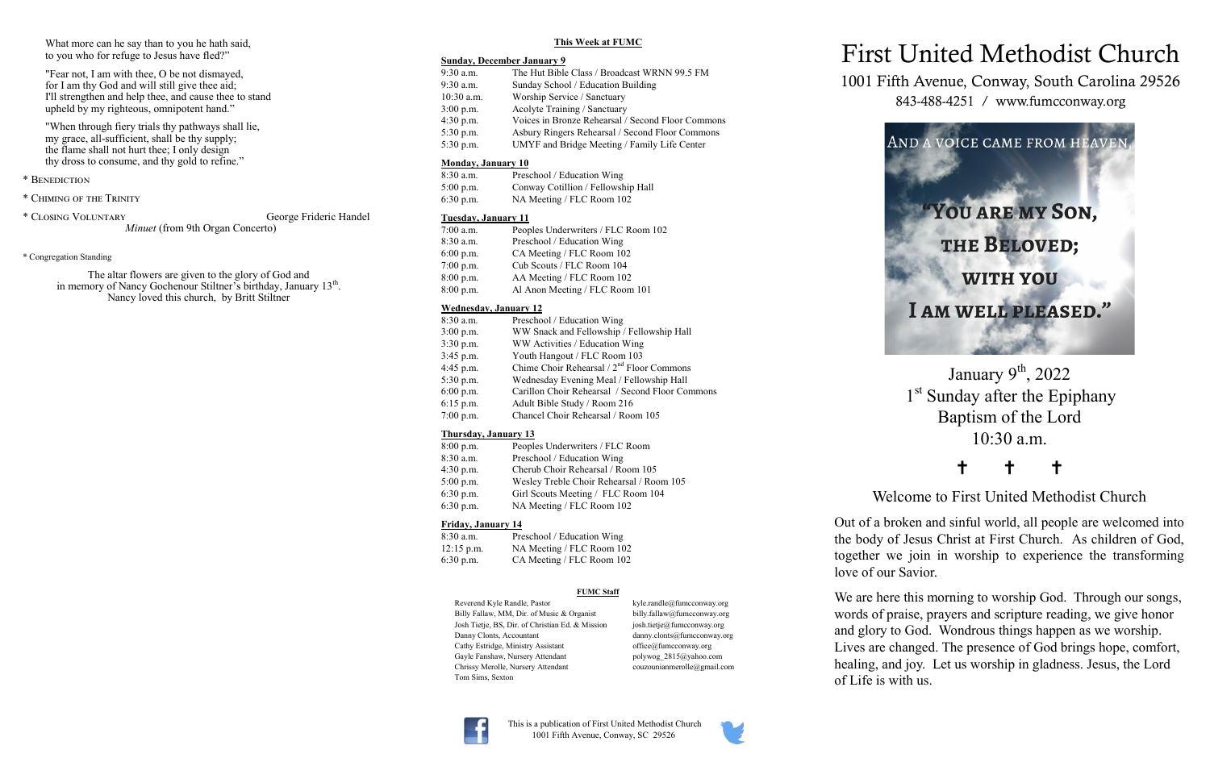What more can he say than to you he hath said,
to you who for refuge to Jesus have fled?"

"Fear not, I am with thee, O be not dismayed,
for I am thy God and will still give thee aid;
I'll strengthen and help thee, and cause thee to stand
upheld by my righteous, omnipotent hand."

"When through fiery trials thy pathways shall lie,
my grace, all-sufficient, shall be thy supply;
the flame shall not hurt thee; I only design
thy dross to consume, and thy gold to refine."

\* Benediction

\* Chiming of the Trinity

\* Closing Voluntary — George Frideric Handel
*Minuet* (from 9th Organ Concerto)

\* Congregation Standing

The altar flowers are given to the glory of God and
in memory of Nancy Gochenour Stiltner's birthday, January 13th.
Nancy loved this church, by Britt Stiltner

## This Week at FUMC

**Sunday, December January 9**

| | |
|---|---|
| 9:30 a.m. | The Hut Bible Class / Broadcast WRNN 99.5 FM |
| 9:30 a.m. | Sunday School / Education Building |
| 10:30 a.m. | Worship Service / Sanctuary |
| 3:00 p.m. | Acolyte Training / Sanctuary |
| 4:30 p.m. | Voices in Bronze Rehearsal / Second Floor Commons |
| 5:30 p.m. | Asbury Ringers Rehearsal / Second Floor Commons |
| 5:30 p.m. | UMYF and Bridge Meeting / Family Life Center |

**Monday, January 10**

| | |
|---|---|
| 8:30 a.m. | Preschool / Education Wing |
| 5:00 p.m. | Conway Cotillion / Fellowship Hall |
| 6:30 p.m. | NA Meeting / FLC Room 102 |

**Tuesday, January 11**

| | |
|---|---|
| 7:00 a.m. | Peoples Underwriters / FLC Room 102 |
| 8:30 a.m. | Preschool / Education Wing |
| 6:00 p.m. | CA Meeting / FLC Room 102 |
| 7:00 p.m. | Cub Scouts / FLC Room 104 |
| 8:00 p.m. | AA Meeting / FLC Room 102 |
| 8:00 p.m. | Al Anon Meeting / FLC Room 101 |

**Wednesday, January 12**

| | |
|---|---|
| 8:30 a.m. | Preschool / Education Wing |
| 3:00 p.m. | WW Snack and Fellowship / Fellowship Hall |
| 3:30 p.m. | WW Activities / Education Wing |
| 3:45 p.m. | Youth Hangout / FLC Room 103 |
| 4:45 p.m. | Chime Choir Rehearsal / 2nd Floor Commons |
| 5:30 p.m. | Wednesday Evening Meal / Fellowship Hall |
| 6:00 p.m. | Carillon Choir Rehearsal / Second Floor Commons |
| 6:15 p.m. | Adult Bible Study / Room 216 |
| 7:00 p.m. | Chancel Choir Rehearsal / Room 105 |

**Thursday, January 13**

| | |
|---|---|
| 8:00 p.m. | Peoples Underwriters / FLC Room |
| 8:30 a.m. | Preschool / Education Wing |
| 4:30 p.m. | Cherub Choir Rehearsal / Room 105 |
| 5:00 p.m. | Wesley Treble Choir Rehearsal / Room 105 |
| 6:30 p.m. | Girl Scouts Meeting / FLC Room 104 |
| 6:30 p.m. | NA Meeting / FLC Room 102 |

**Friday, January 14**

| | |
|---|---|
| 8:30 a.m. | Preschool / Education Wing |
| 12:15 p.m. | NA Meeting / FLC Room 102 |
| 6:30 p.m. | CA Meeting / FLC Room 102 |

### FUMC Staff

| | |
|---|---|
| Reverend Kyle Randle, Pastor | kyle.randle@fumcconway.org |
| Billy Fallaw, MM, Dir. of Music & Organist | billy.fallaw@fumcconway.org |
| Josh Tietje, BS, Dir. of Christian Ed. & Mission | josh.tietje@fumcconway.org |
| Danny Clonts, Accountant | danny.clonts@fumcconway.org |
| Cathy Estridge, Ministry Assistant | office@fumcconway.org |
| Gayle Fanshaw, Nursery Attendant | polywog_2815@yahoo.com |
| Chrissy Merolle, Nursery Attendant | couzounianmerolle@gmail.com |
| Tom Sims, Sexton | |

This is a publication of First United Methodist Church
1001 Fifth Avenue, Conway, SC 29526

# First United Methodist Church

1001 Fifth Avenue, Conway, South Carolina 29526
843-488-4251 / www.fumcconway.org

AND A VOICE CAME FROM HEAVEN

"YOU ARE MY SON, THE BELOVED; WITH YOU I AM WELL PLEASED."

January 9th, 2022
1st Sunday after the Epiphany
Baptism of the Lord
10:30 a.m.

† † †

## Welcome to First United Methodist Church

Out of a broken and sinful world, all people are welcomed into the body of Jesus Christ at First Church. As children of God, together we join in worship to experience the transforming love of our Savior.

We are here this morning to worship God. Through our songs, words of praise, prayers and scripture reading, we give honor and glory to God. Wondrous things happen as we worship. Lives are changed. The presence of God brings hope, comfort, healing, and joy. Let us worship in gladness. Jesus, the Lord of Life is with us.